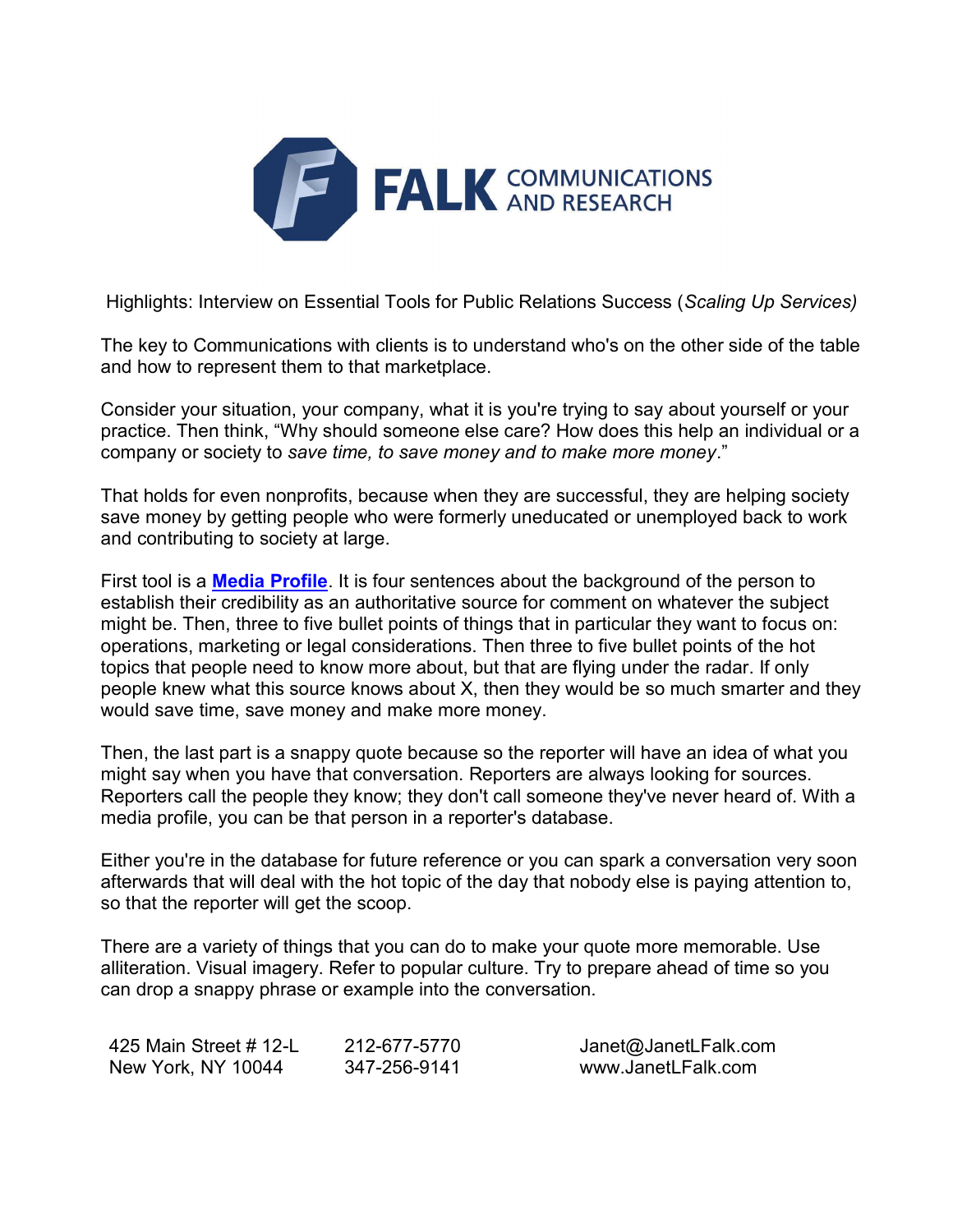**FALK** COMMUNICATIONS AND RESEARCH

Highlights: Interview on Essential Tools for Public Relations Success (*Scaling Up Services)*

The key to Communications with clients is to understand who's on the other side of the table and how to represent them to that marketplace.

Consider your situation, your company, what it is you're trying to say about yourself or your practice. Then think, "Why should someone else care? How does this help an individual or a company or society to *save time, to save money and to make more money*."

That holds for even nonprofits, because when they are successful, they are helping society save money by getting people who were formerly uneducated or unemployed back to work and contributing to society at large.

First tool is a **Media Profile**. It is four sentences about the background of the person to establish their credibility as an authoritative source for comment on whatever the subject might be. Then, three to five bullet points of things that in particular they want to focus on: operations, marketing or legal considerations. Then three to five bullet points of the hot topics that people need to know more about, but that are flying under the radar. If only people knew what this source knows about X, then they would be so much smarter and they would save time, save money and make more money.

Then, the last part is a snappy quote because so the reporter will have an idea of what you might say when you have that conversation. Reporters are always looking for sources. Reporters call the people they know; they don't call someone they've never heard of. With a media profile, you can be that person in a reporter's database.

Either you're in the database for future reference or you can spark a conversation very soon afterwards that will deal with the hot topic of the day that nobody else is paying attention to, so that the reporter will get the scoop.

There are a variety of things that you can do to make your quote more memorable. Use alliteration. Visual imagery. Refer to popular culture. Try to prepare ahead of time so you can drop a snappy phrase or example into the conversation.

425 Main Street # 12-L
New York, NY 10044

212-677-5770
347-256-9141

Janet@JanetLFalk.com
www.JanetLFalk.com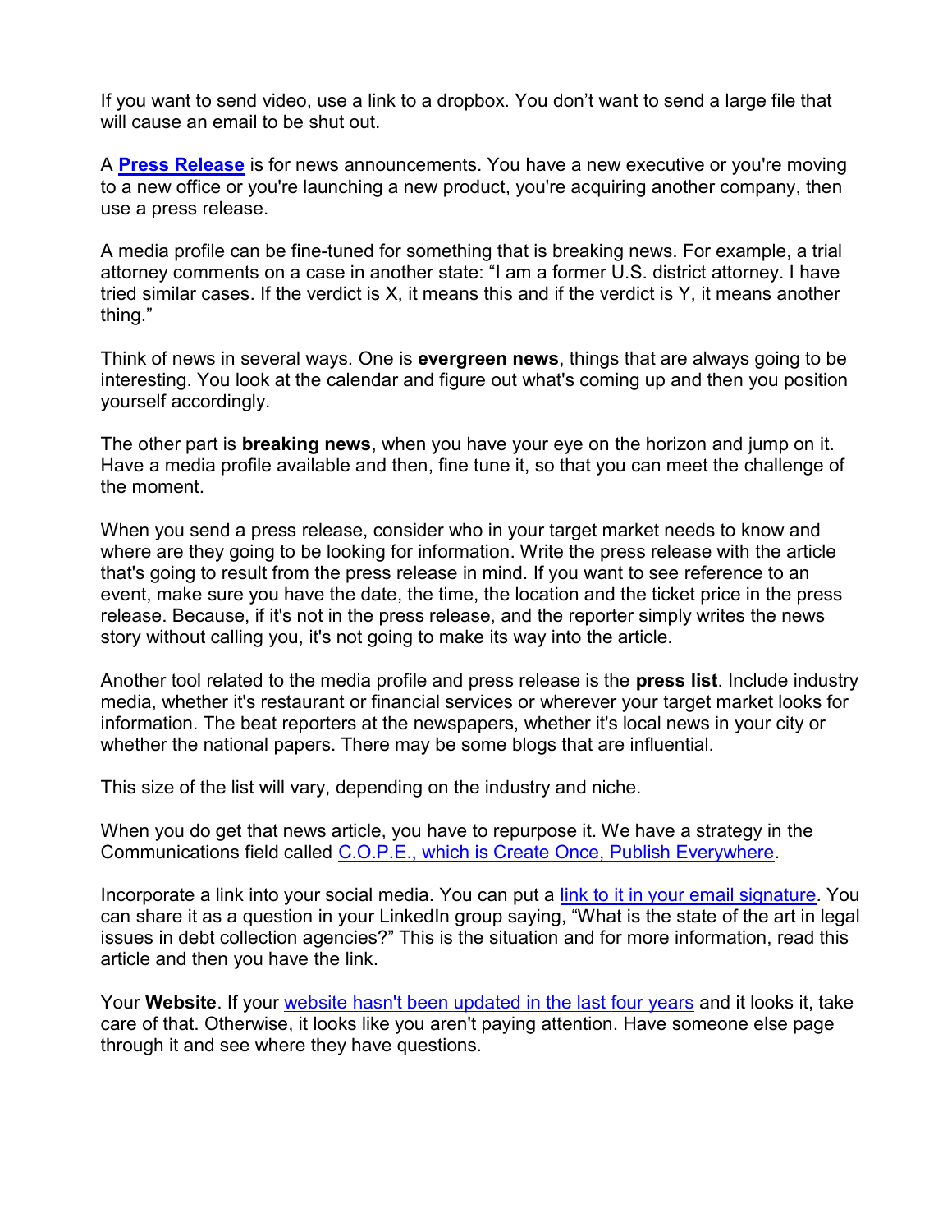If you want to send video, use a link to a dropbox. You don't want to send a large file that will cause an email to be shut out.

A **Press Release** is for news announcements. You have a new executive or you're moving to a new office or you're launching a new product, you're acquiring another company, then use a press release.

A media profile can be fine-tuned for something that is breaking news. For example, a trial attorney comments on a case in another state: "I am a former U.S. district attorney. I have tried similar cases. If the verdict is X, it means this and if the verdict is Y, it means another thing."

Think of news in several ways. One is **evergreen news**, things that are always going to be interesting. You look at the calendar and figure out what's coming up and then you position yourself accordingly.

The other part is **breaking news**, when you have your eye on the horizon and jump on it. Have a media profile available and then, fine tune it, so that you can meet the challenge of the moment.

When you send a press release, consider who in your target market needs to know and where are they going to be looking for information. Write the press release with the article that's going to result from the press release in mind. If you want to see reference to an event, make sure you have the date, the time, the location and the ticket price in the press release. Because, if it's not in the press release, and the reporter simply writes the news story without calling you, it's not going to make its way into the article.

Another tool related to the media profile and press release is the **press list**. Include industry media, whether it's restaurant or financial services or wherever your target market looks for information. The beat reporters at the newspapers, whether it's local news in your city or whether the national papers. There may be some blogs that are influential.

This size of the list will vary, depending on the industry and niche.

When you do get that news article, you have to repurpose it. We have a strategy in the Communications field called C.O.P.E., which is Create Once, Publish Everywhere.

Incorporate a link into your social media. You can put a link to it in your email signature. You can share it as a question in your LinkedIn group saying, "What is the state of the art in legal issues in debt collection agencies?" This is the situation and for more information, read this article and then you have the link.

Your **Website**. If your website hasn't been updated in the last four years and it looks it, take care of that. Otherwise, it looks like you aren't paying attention. Have someone else page through it and see where they have questions.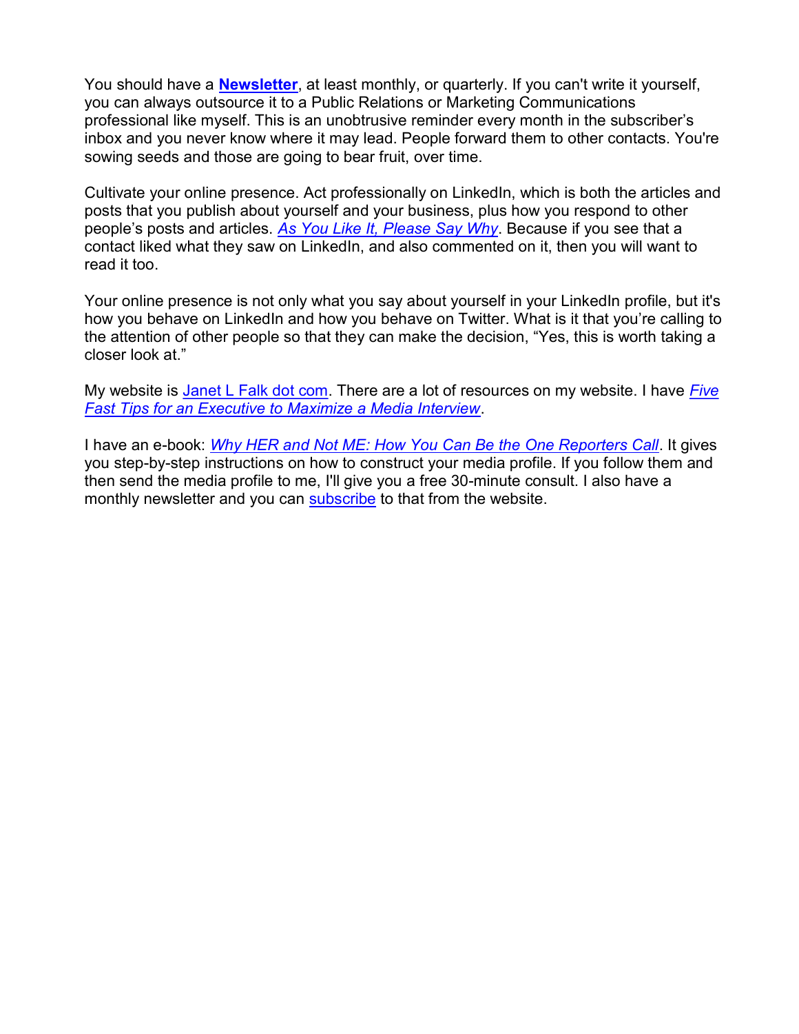You should have a **Newsletter**, at least monthly, or quarterly. If you can't write it yourself, you can always outsource it to a Public Relations or Marketing Communications professional like myself. This is an unobtrusive reminder every month in the subscriber's inbox and you never know where it may lead. People forward them to other contacts. You're sowing seeds and those are going to bear fruit, over time.

Cultivate your online presence. Act professionally on LinkedIn, which is both the articles and posts that you publish about yourself and your business, plus how you respond to other people's posts and articles. *As You Like It, Please Say Why*. Because if you see that a contact liked what they saw on LinkedIn, and also commented on it, then you will want to read it too.

Your online presence is not only what you say about yourself in your LinkedIn profile, but it's how you behave on LinkedIn and how you behave on Twitter. What is it that you're calling to the attention of other people so that they can make the decision, "Yes, this is worth taking a closer look at."

My website is Janet L Falk dot com. There are a lot of resources on my website. I have *Five Fast Tips for an Executive to Maximize a Media Interview*.

I have an e-book: *Why HER and Not ME: How You Can Be the One Reporters Call*. It gives you step-by-step instructions on how to construct your media profile. If you follow them and then send the media profile to me, I'll give you a free 30-minute consult. I also have a monthly newsletter and you can subscribe to that from the website.